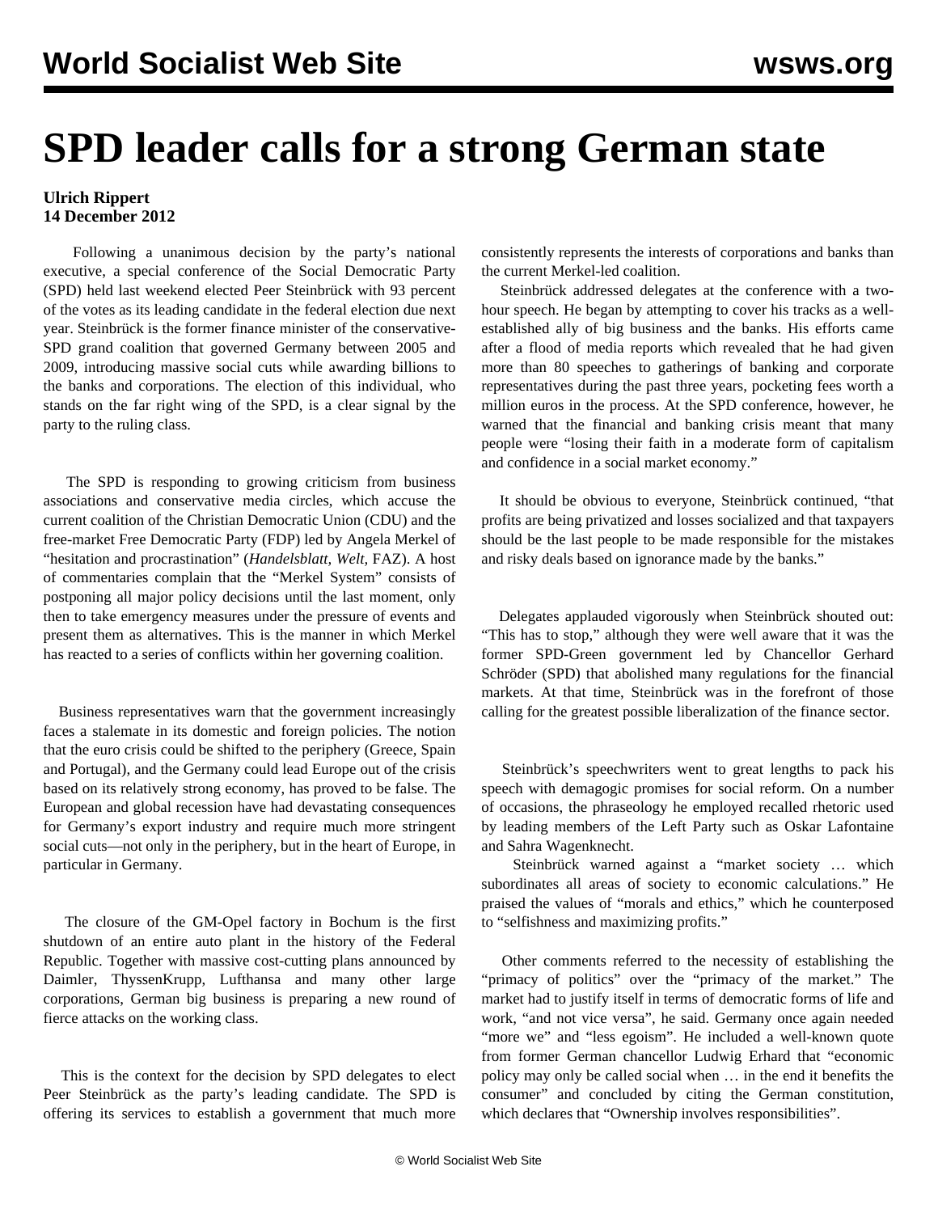# SPD leader calls for a strong German state

**Ulrich Rippert**
**14 December 2012**

Following a unanimous decision by the party's national executive, a special conference of the Social Democratic Party (SPD) held last weekend elected Peer Steinbrück with 93 percent of the votes as its leading candidate in the federal election due next year. Steinbrück is the former finance minister of the conservative-SPD grand coalition that governed Germany between 2005 and 2009, introducing massive social cuts while awarding billions to the banks and corporations. The election of this individual, who stands on the far right wing of the SPD, is a clear signal by the party to the ruling class.

The SPD is responding to growing criticism from business associations and conservative media circles, which accuse the current coalition of the Christian Democratic Union (CDU) and the free-market Free Democratic Party (FDP) led by Angela Merkel of "hesitation and procrastination" (*Handelsblatt*, *Welt*, FAZ). A host of commentaries complain that the "Merkel System" consists of postponing all major policy decisions until the last moment, only then to take emergency measures under the pressure of events and present them as alternatives. This is the manner in which Merkel has reacted to a series of conflicts within her governing coalition.

Business representatives warn that the government increasingly faces a stalemate in its domestic and foreign policies. The notion that the euro crisis could be shifted to the periphery (Greece, Spain and Portugal), and the Germany could lead Europe out of the crisis based on its relatively strong economy, has proved to be false. The European and global recession have had devastating consequences for Germany's export industry and require much more stringent social cuts—not only in the periphery, but in the heart of Europe, in particular in Germany.

The closure of the GM-Opel factory in Bochum is the first shutdown of an entire auto plant in the history of the Federal Republic. Together with massive cost-cutting plans announced by Daimler, ThyssenKrupp, Lufthansa and many other large corporations, German big business is preparing a new round of fierce attacks on the working class.

This is the context for the decision by SPD delegates to elect Peer Steinbrück as the party's leading candidate. The SPD is offering its services to establish a government that much more consistently represents the interests of corporations and banks than the current Merkel-led coalition.

Steinbrück addressed delegates at the conference with a two-hour speech. He began by attempting to cover his tracks as a well-established ally of big business and the banks. His efforts came after a flood of media reports which revealed that he had given more than 80 speeches to gatherings of banking and corporate representatives during the past three years, pocketing fees worth a million euros in the process. At the SPD conference, however, he warned that the financial and banking crisis meant that many people were "losing their faith in a moderate form of capitalism and confidence in a social market economy."

It should be obvious to everyone, Steinbrück continued, "that profits are being privatized and losses socialized and that taxpayers should be the last people to be made responsible for the mistakes and risky deals based on ignorance made by the banks."

Delegates applauded vigorously when Steinbrück shouted out: "This has to stop," although they were well aware that it was the former SPD-Green government led by Chancellor Gerhard Schröder (SPD) that abolished many regulations for the financial markets. At that time, Steinbrück was in the forefront of those calling for the greatest possible liberalization of the finance sector.

Steinbrück's speechwriters went to great lengths to pack his speech with demagogic promises for social reform. On a number of occasions, the phraseology he employed recalled rhetoric used by leading members of the Left Party such as Oskar Lafontaine and Sahra Wagenknecht.

Steinbrück warned against a "market society … which subordinates all areas of society to economic calculations." He praised the values of "morals and ethics," which he counterposed to "selfishness and maximizing profits."

Other comments referred to the necessity of establishing the "primacy of politics" over the "primacy of the market." The market had to justify itself in terms of democratic forms of life and work, "and not vice versa", he said. Germany once again needed "more we" and "less egoism". He included a well-known quote from former German chancellor Ludwig Erhard that "economic policy may only be called social when … in the end it benefits the consumer" and concluded by citing the German constitution, which declares that "Ownership involves responsibilities".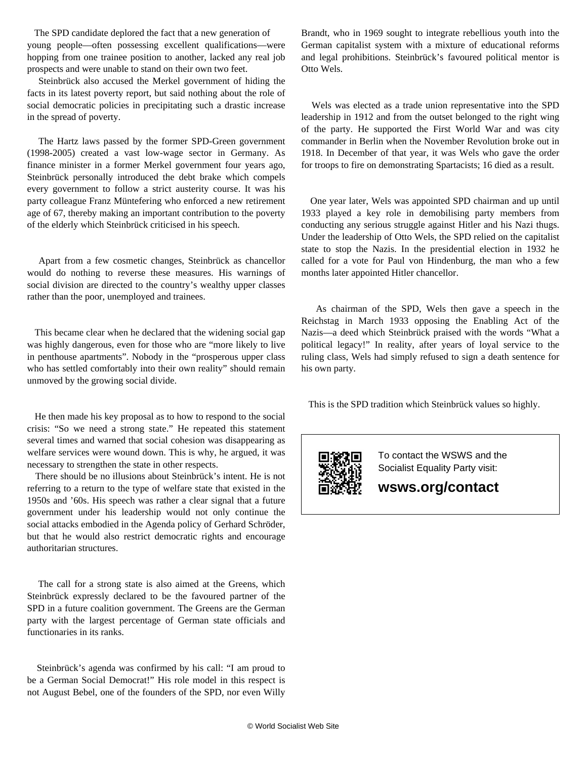The SPD candidate deplored the fact that a new generation of young people—often possessing excellent qualifications—were hopping from one trainee position to another, lacked any real job prospects and were unable to stand on their own two feet.

Steinbrück also accused the Merkel government of hiding the facts in its latest poverty report, but said nothing about the role of social democratic policies in precipitating such a drastic increase in the spread of poverty.

The Hartz laws passed by the former SPD-Green government (1998-2005) created a vast low-wage sector in Germany. As finance minister in a former Merkel government four years ago, Steinbrück personally introduced the debt brake which compels every government to follow a strict austerity course. It was his party colleague Franz Müntefering who enforced a new retirement age of 67, thereby making an important contribution to the poverty of the elderly which Steinbrück criticised in his speech.

Apart from a few cosmetic changes, Steinbrück as chancellor would do nothing to reverse these measures. His warnings of social division are directed to the country's wealthy upper classes rather than the poor, unemployed and trainees.

This became clear when he declared that the widening social gap was highly dangerous, even for those who are "more likely to live in penthouse apartments". Nobody in the "prosperous upper class who has settled comfortably into their own reality" should remain unmoved by the growing social divide.

He then made his key proposal as to how to respond to the social crisis: "So we need a strong state." He repeated this statement several times and warned that social cohesion was disappearing as welfare services were wound down. This is why, he argued, it was necessary to strengthen the state in other respects.

There should be no illusions about Steinbrück's intent. He is not referring to a return to the type of welfare state that existed in the 1950s and '60s. His speech was rather a clear signal that a future government under his leadership would not only continue the social attacks embodied in the Agenda policy of Gerhard Schröder, but that he would also restrict democratic rights and encourage authoritarian structures.

The call for a strong state is also aimed at the Greens, which Steinbrück expressly declared to be the favoured partner of the SPD in a future coalition government. The Greens are the German party with the largest percentage of German state officials and functionaries in its ranks.

Steinbrück's agenda was confirmed by his call: "I am proud to be a German Social Democrat!" His role model in this respect is not August Bebel, one of the founders of the SPD, nor even Willy Brandt, who in 1969 sought to integrate rebellious youth into the German capitalist system with a mixture of educational reforms and legal prohibitions. Steinbrück's favoured political mentor is Otto Wels.

Wels was elected as a trade union representative into the SPD leadership in 1912 and from the outset belonged to the right wing of the party. He supported the First World War and was city commander in Berlin when the November Revolution broke out in 1918. In December of that year, it was Wels who gave the order for troops to fire on demonstrating Spartacists; 16 died as a result.

One year later, Wels was appointed SPD chairman and up until 1933 played a key role in demobilising party members from conducting any serious struggle against Hitler and his Nazi thugs. Under the leadership of Otto Wels, the SPD relied on the capitalist state to stop the Nazis. In the presidential election in 1932 he called for a vote for Paul von Hindenburg, the man who a few months later appointed Hitler chancellor.

As chairman of the SPD, Wels then gave a speech in the Reichstag in March 1933 opposing the Enabling Act of the Nazis—a deed which Steinbrück praised with the words "What a political legacy!" In reality, after years of loyal service to the ruling class, Wels had simply refused to sign a death sentence for his own party.

This is the SPD tradition which Steinbrück values so highly.

To contact the WSWS and the Socialist Equality Party visit:

**wsws.org/contact**